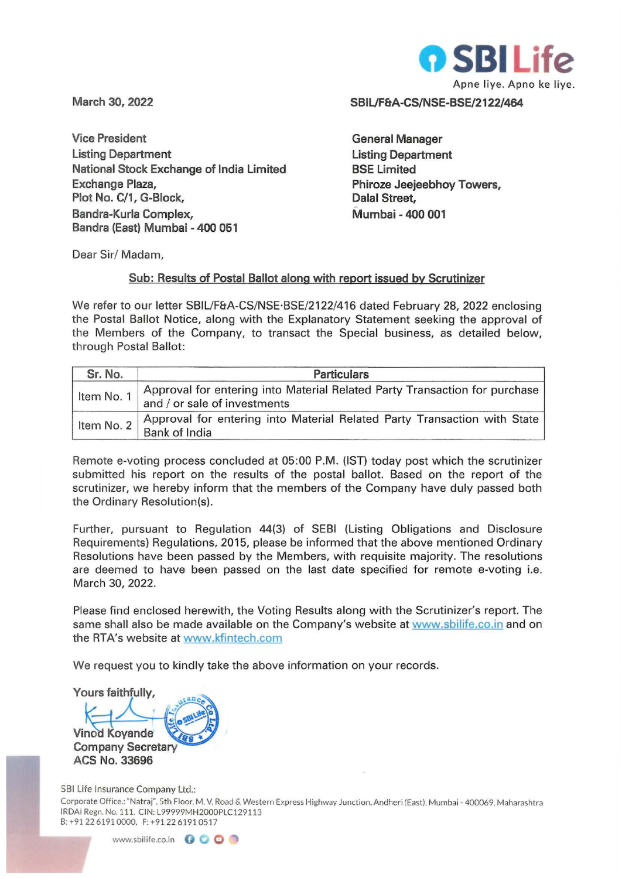SBI Life

Apne liye. Apno ke liye.

March 30, 2022

SBIL/F&A-CS/NSE-BSE/2122/464

Vice President
Listing Department
National Stock Exchange of India Limited
Exchange Plaza,
Plot No. C/1, G-Block,
Bandra-Kurla Complex,
Bandra (East) Mumbai - 400 051

General Manager
Listing Department
BSE Limited
Phiroze Jeejeebhoy Towers,
Dalal Street,
Mumbai - 400 001

Dear Sir/ Madam,

**Sub: Results of Postal Ballot along with report issued by Scrutinizer**

We refer to our letter SBIL/F&A-CS/NSE-BSE/2122/416 dated February 28, 2022 enclosing the Postal Ballot Notice, along with the Explanatory Statement seeking the approval of the Members of the Company, to transact the Special business, as detailed below, through Postal Ballot:

| Sr. No. | Particulars |
|---|---|
| Item No. 1 | Approval for entering into Material Related Party Transaction for purchase and / or sale of investments |
| Item No. 2 | Approval for entering into Material Related Party Transaction with State Bank of India |

Remote e-voting process concluded at 05:00 P.M. (IST) today post which the scrutinizer submitted his report on the results of the postal ballot. Based on the report of the scrutinizer, we hereby inform that the members of the Company have duly passed both the Ordinary Resolution(s).

Further, pursuant to Regulation 44(3) of SEBI (Listing Obligations and Disclosure Requirements) Regulations, 2015, please be informed that the above mentioned Ordinary Resolutions have been passed by the Members, with requisite majority. The resolutions are deemed to have been passed on the last date specified for remote e-voting i.e. March 30, 2022.

Please find enclosed herewith, the Voting Results along with the Scrutinizer's report. The same shall also be made available on the Company's website at www.sbilife.co.in and on the RTA's website at www.kfintech.com

We request you to kindly take the above information on your records.

Yours faithfully,

Vinod Koyande
Company Secretary
ACS No. 33696

SBI Life Insurance Company Ltd.:
Corporate Office.: "Natraj", 5th Floor, M. V. Road & Western Express Highway Junction, Andheri (East), Mumbai - 400069, Maharashtra
IRDAI Regn. No. 111. CIN: L99999MH2000PLC129113
B: +91 22 6191 0000, F: +91 22 6191 0517

www.sbilife.co.in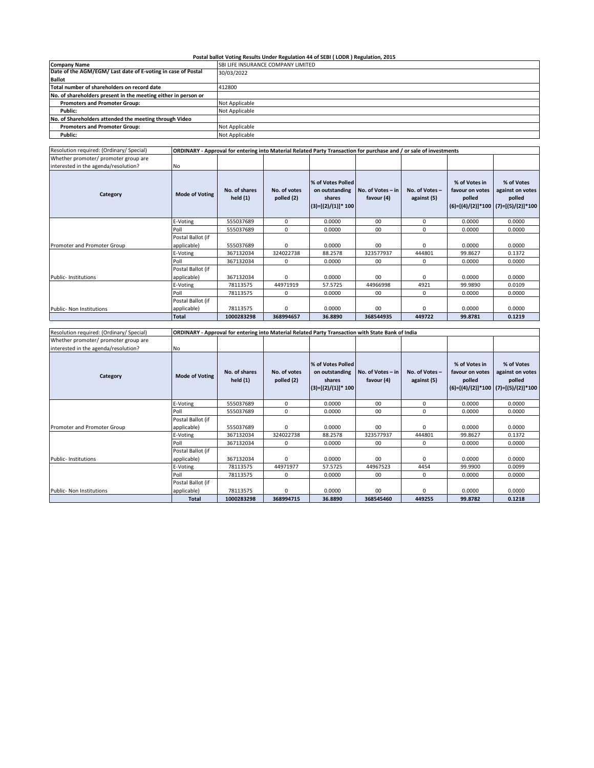**Postal ballot Voting Results Under Regulation 44 of SEBI ( LODR ) Regulation, 2015**

| | |
|---|---|
| **Company Name** | SBI LIFE INSURANCE COMPANY LIMITED |
| **Date of the AGM/EGM/ Last date of E-voting in case of Postal Ballot** | 30/03/2022 |
| **Total number of shareholders on record date** | 412800 |
| **No. of shareholders present in the meeting either in person or** | |
| **Promoters and Promoter Group:** | Not Applicable |
| **Public:** | Not Applicable |
| **No. of Shareholders attended the meeting through Video** | |
| **Promoters and Promoter Group:** | Not Applicable |
| **Public:** | Not Applicable |

| Resolution required: (Ordinary/ Special) | **ORDINARY - Approval for entering into Material Related Party Transaction for purchase and / or sale of investments** | | | | | | | |
|---|---|---|---|---|---|---|---|---|
| Whether promoter/ promoter group are interested in the agenda/resolution? | No | | | | | | | |
| **Category** | **Mode of Voting** | **No. of shares held (1)** | **No. of votes polled (2)** | **% of Votes Polled on outstanding shares (3)=[(2)/(1)]* 100** | **No. of Votes – in favour (4)** | **No. of Votes – against (5)** | **% of Votes in favour on votes polled (6)=[(4)/(2)]*100** | **% of Votes against on votes polled (7)=[(5)/(2)]*100** |
| Promoter and Promoter Group | E-Voting | 555037689 | 0 | 0.0000 | 00 | 0 | 0.0000 | 0.0000 |
| | Poll | 555037689 | 0 | 0.0000 | 00 | 0 | 0.0000 | 0.0000 |
| | Postal Ballot (if applicable) | 555037689 | 0 | 0.0000 | 00 | 0 | 0.0000 | 0.0000 |
| Public- Institutions | E-Voting | 367132034 | 324022738 | 88.2578 | 323577937 | 444801 | 99.8627 | 0.1372 |
| | Poll | 367132034 | 0 | 0.0000 | 00 | 0 | 0.0000 | 0.0000 |
| | Postal Ballot (if applicable) | 367132034 | 0 | 0.0000 | 00 | 0 | 0.0000 | 0.0000 |
| Public- Non Institutions | E-Voting | 78113575 | 44971919 | 57.5725 | 44966998 | 4921 | 99.9890 | 0.0109 |
| | Poll | 78113575 | 0 | 0.0000 | 00 | 0 | 0.0000 | 0.0000 |
| | Postal Ballot (if applicable) | 78113575 | 0 | 0.0000 | 00 | 0 | 0.0000 | 0.0000 |
| | **Total** | **1000283298** | **368994657** | **36.8890** | **368544935** | **449722** | **99.8781** | **0.1219** |

| Resolution required: (Ordinary/ Special) | **ORDINARY - Approval for entering into Material Related Party Transaction with State Bank of India** | | | | | | | |
|---|---|---|---|---|---|---|---|---|
| Whether promoter/ promoter group are interested in the agenda/resolution? | No | | | | | | | |
| **Category** | **Mode of Voting** | **No. of shares held (1)** | **No. of votes polled (2)** | **% of Votes Polled on outstanding shares (3)=[(2)/(1)]* 100** | **No. of Votes – in favour (4)** | **No. of Votes – against (5)** | **% of Votes in favour on votes polled (6)=[(4)/(2)]*100** | **% of Votes against on votes polled (7)=[(5)/(2)]*100** |
| Promoter and Promoter Group | E-Voting | 555037689 | 0 | 0.0000 | 00 | 0 | 0.0000 | 0.0000 |
| | Poll | 555037689 | 0 | 0.0000 | 00 | 0 | 0.0000 | 0.0000 |
| | Postal Ballot (if applicable) | 555037689 | 0 | 0.0000 | 00 | 0 | 0.0000 | 0.0000 |
| Public- Institutions | E-Voting | 367132034 | 324022738 | 88.2578 | 323577937 | 444801 | 99.8627 | 0.1372 |
| | Poll | 367132034 | 0 | 0.0000 | 00 | 0 | 0.0000 | 0.0000 |
| | Postal Ballot (if applicable) | 367132034 | 0 | 0.0000 | 00 | 0 | 0.0000 | 0.0000 |
| Public- Non Institutions | E-Voting | 78113575 | 44971977 | 57.5725 | 44967523 | 4454 | 99.9900 | 0.0099 |
| | Poll | 78113575 | 0 | 0.0000 | 00 | 0 | 0.0000 | 0.0000 |
| | Postal Ballot (if applicable) | 78113575 | 0 | 0.0000 | 00 | 0 | 0.0000 | 0.0000 |
| | **Total** | **1000283298** | **368994715** | **36.8890** | **368545460** | **449255** | **99.8782** | **0.1218** |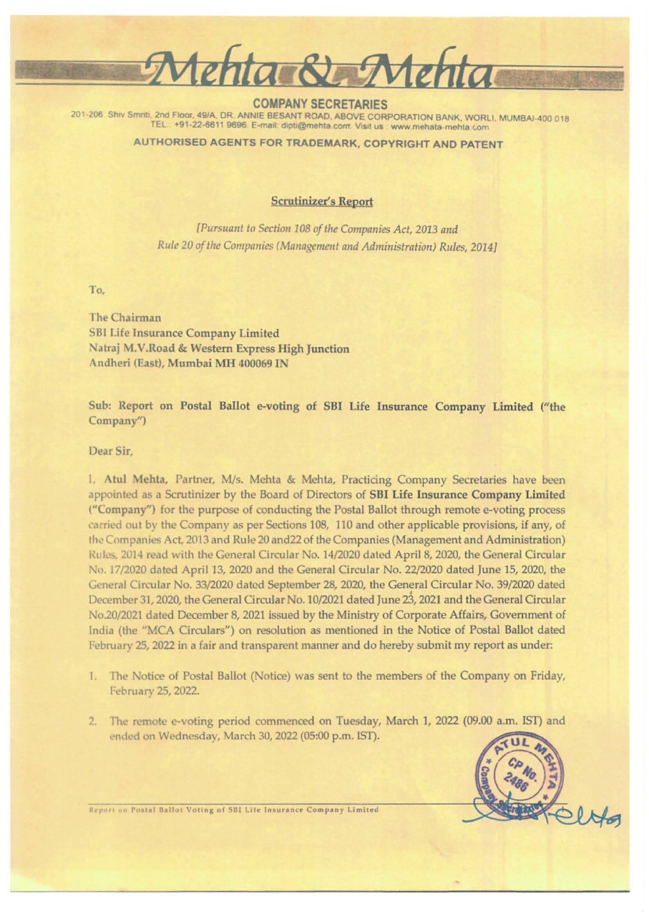# Mehta & Mehta

**COMPANY SECRETARIES**

201-206 Shiv Smriti, 2nd Floor, 49/A, DR. ANNIE BESANT ROAD, ABOVE CORPORATION BANK, WORLI, MUMBAI-400 018
TEL.: +91-22-6611 9696. E-mail: dipti@mehta.com Visit us : www.mehata-mehta.com

**AUTHORISED AGENTS FOR TRADEMARK, COPYRIGHT AND PATENT**

## Scrutinizer's Report

*[Pursuant to Section 108 of the Companies Act, 2013 and Rule 20 of the Companies (Management and Administration) Rules, 2014]*

To,

The Chairman
SBI Life Insurance Company Limited
Natraj M.V.Road & Western Express High Junction
Andheri (East), Mumbai MH 400069 IN

**Sub: Report on Postal Ballot e-voting of SBI Life Insurance Company Limited ("the Company")**

Dear Sir,

I, **Atul Mehta**, Partner, M/s. Mehta & Mehta, Practicing Company Secretaries have been appointed as a Scrutinizer by the Board of Directors of **SBI Life Insurance Company Limited** ("Company") for the purpose of conducting the Postal Ballot through remote e-voting process carried out by the Company as per Sections 108, 110 and other applicable provisions, if any, of the Companies Act, 2013 and Rule 20 and22 of the Companies (Management and Administration) Rules, 2014 read with the General Circular No. 14/2020 dated April 8, 2020, the General Circular No. 17/2020 dated April 13, 2020 and the General Circular No. 22/2020 dated June 15, 2020, the General Circular No. 33/2020 dated September 28, 2020, the General Circular No. 39/2020 dated December 31, 2020, the General Circular No. 10/2021 dated June 23, 2021 and the General Circular No.20/2021 dated December 8, 2021 issued by the Ministry of Corporate Affairs, Government of India (the "MCA Circulars") on resolution as mentioned in the Notice of Postal Ballot dated February 25, 2022 in a fair and transparent manner and do hereby submit my report as under:

1. The Notice of Postal Ballot (Notice) was sent to the members of the Company on Friday, February 25, 2022.
2. The remote e-voting period commenced on Tuesday, March 1, 2022 (09.00 a.m. IST) and ended on Wednesday, March 30, 2022 (05:00 p.m. IST).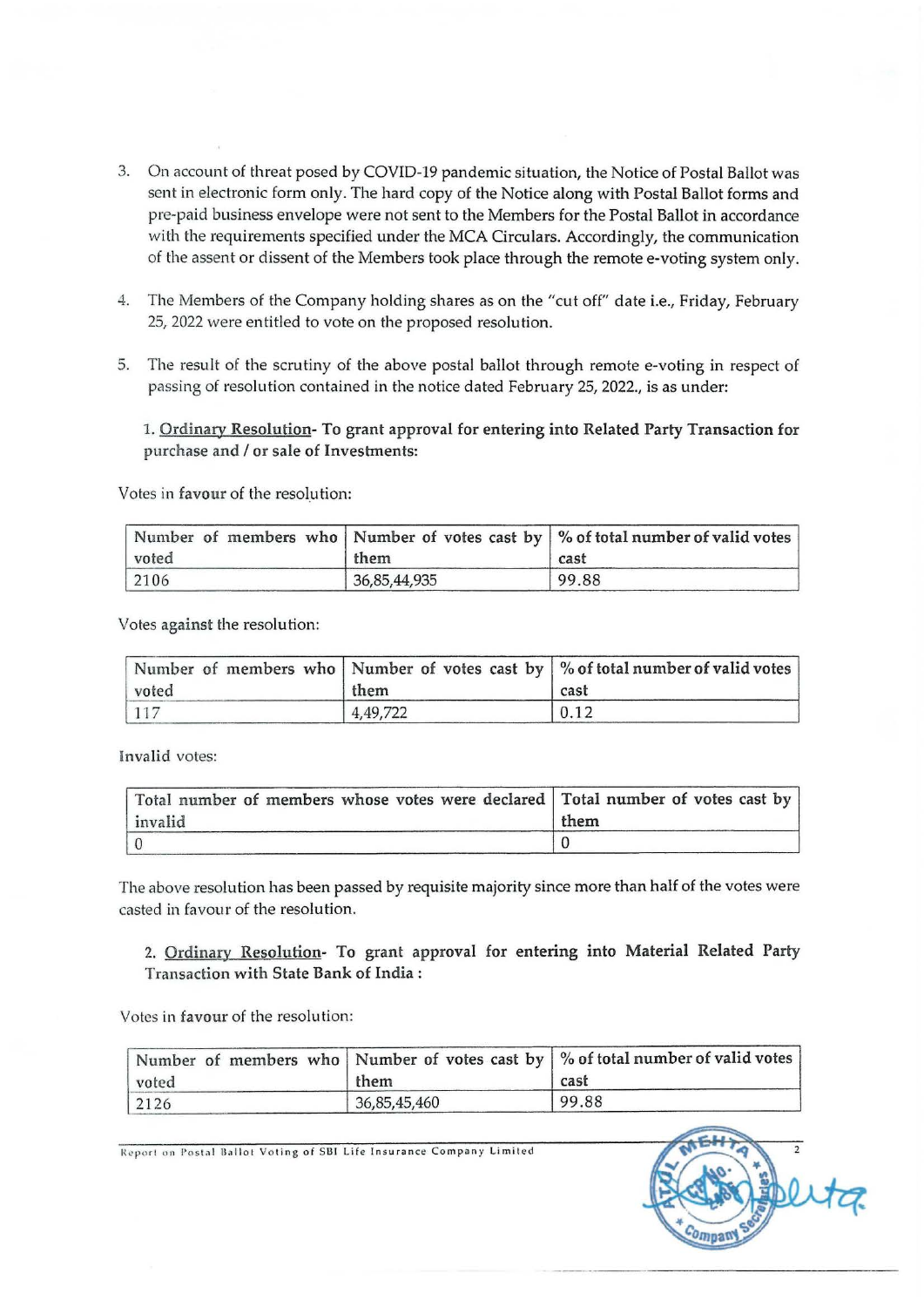3. On account of threat posed by COVID-19 pandemic situation, the Notice of Postal Ballot was sent in electronic form only. The hard copy of the Notice along with Postal Ballot forms and pre-paid business envelope were not sent to the Members for the Postal Ballot in accordance with the requirements specified under the MCA Circulars. Accordingly, the communication of the assent or dissent of the Members took place through the remote e-voting system only.

4. The Members of the Company holding shares as on the "cut off" date i.e., Friday, February 25, 2022 were entitled to vote on the proposed resolution.

5. The result of the scrutiny of the above postal ballot through remote e-voting in respect of passing of resolution contained in the notice dated February 25, 2022., is as under:

   1. Ordinary Resolution- **To grant approval for entering into Related Party Transaction for purchase and / or sale of Investments:**

Votes in favour of the resolution:

| Number of members who voted | Number of votes cast by them | % of total number of valid votes cast |
|---|---|---|
| 2106 | 36,85,44,935 | 99.88 |

Votes against the resolution:

| Number of members who voted | Number of votes cast by them | % of total number of valid votes cast |
|---|---|---|
| 117 | 4,49,722 | 0.12 |

Invalid votes:

| Total number of members whose votes were declared invalid | Total number of votes cast by them |
|---|---|
| 0 | 0 |

The above resolution has been passed by requisite majority since more than half of the votes were casted in favour of the resolution.

   2. Ordinary Resolution- **To grant approval for entering into Material Related Party Transaction with State Bank of India :**

Votes in favour of the resolution:

| Number of members who voted | Number of votes cast by them | % of total number of valid votes cast |
|---|---|---|
| 2126 | 36,85,45,460 | 99.88 |

Report on Postal Ballot Voting of SBI Life Insurance Company Limited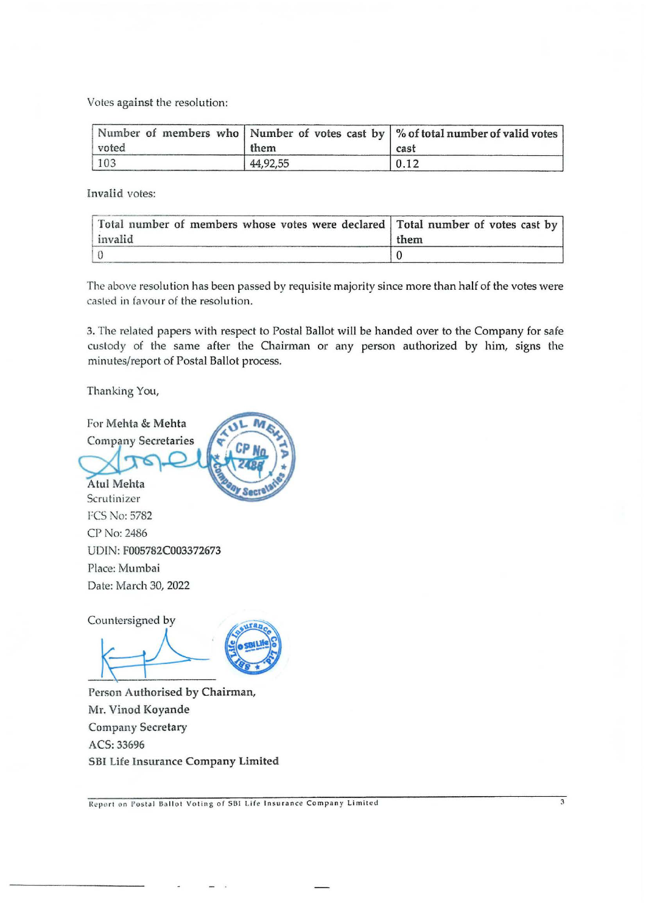Votes against the resolution:

| Number of members who voted | Number of votes cast by them | % of total number of valid votes cast |
|---|---|---|
| 103 | 44,92,55 | 0.12 |

Invalid votes:

| Total number of members whose votes were declared invalid | Total number of votes cast by them |
|---|---|
| 0 | 0 |

The above resolution has been passed by requisite majority since more than half of the votes were casted in favour of the resolution.

3. The related papers with respect to Postal Ballot will be handed over to the Company for safe custody of the same after the Chairman or any person authorized by him, signs the minutes/report of Postal Ballot process.

Thanking You,

For Mehta & Mehta
Company Secretaries

Atul Mehta
Scrutinizer
FCS No: 5782
CP No: 2486
UDIN: F005782C003372673
Place: Mumbai
Date: March 30, 2022

Countersigned by

Person Authorised by Chairman,
Mr. Vinod Koyande
Company Secretary
ACS: 33696
SBI Life Insurance Company Limited